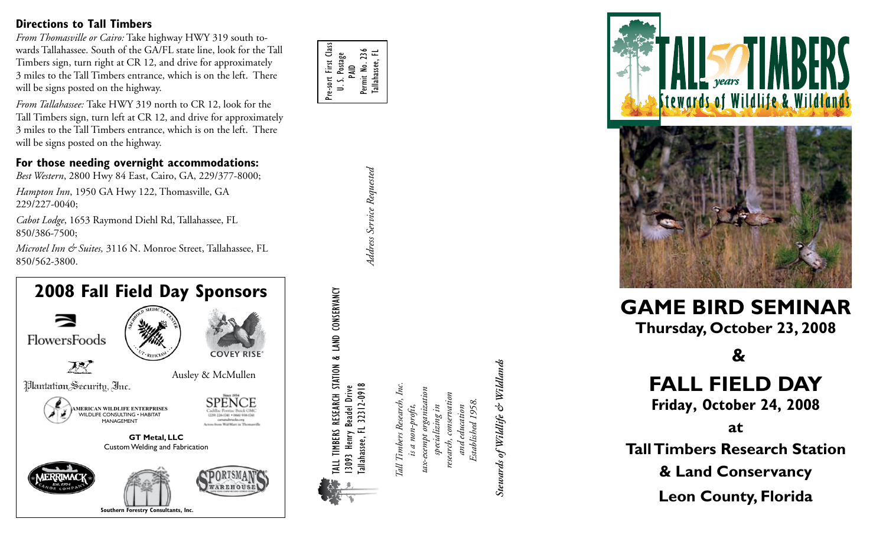## Directions to Tall Timbers

*From Thomasville or Cairo:* Take highway HWY 319 south towards Tallahassee. South of the GA/FL state line, look for the Tall Timbers sign, turn right at CR 12, and drive for approximately 3 miles to the Tall Timbers entrance, which is on the left. There will be signs posted on the highway.

*From Tallahassee:* Take HWY 319 north to CR 12, look for the Tall Timbers sign, turn left at CR 12, and drive for approximately 3 miles to the Tall Timbers entrance, which is on the left. There will be signs posted on the highway.

## For those needing overnight accommodations:

*Best Western*, 2800 Hwy 84 East, Cairo, GA, 229/377-8000;

*Hampton Inn*, 1950 GA Hwy 122, Thomasville, GA 229/227-0040;

*Cabot Lodge*, 1653 Raymond Diehl Rd, Tallahassee, FL 850/386-7500;

*Microtel Inn & Suites,* 3116 N. Monroe Street, Tallahassee, FL 850/562-3800.

## 2008 Fall Field Day Sponsors

FlowersFoods

Archbold Medical Center

Covey Rise

Plantation Security, Inc.

Ausley & McMullen

American Wildlife Enterprises
Wildlife Consulting • Habitat Management

Spence
Since 1954
Cadillac Pontiac Buick GMC
(229) 226-1741 • (866) 938-1741
Across from Wal-Mart in Thomasville

**GT Metal, LLC**
Custom Welding and Fabrication

Merrimack Canoe Company Est. 1954

Sportsman's Warehouse

**Southern Forestry Consultants, Inc.**

Pre-sort First Class
U. S. Postage
PAID
Permit No. 236
Tallahassee, FL

*Address Service Requested*

TALL TIMBERS RESEARCH STATION & LAND CONSERVANCY
13093 Henry Beadel Drive
Tallahassee, FL 32312-0918

*Tall Timbers Research, Inc. is a non-profit, tax-exempt organization specializing in research, conservation and education Established 1958.*

***Stewards of Wildlife & Wildlands***

# TALL 50 years TIMBERS
Stewards of Wildlife & Wildlands

# GAME BIRD SEMINAR

**Thursday, October 23, 2008**

**&**

# FALL FIELD DAY

**Friday, October 24, 2008**

**at**

**Tall Timbers Research Station**

**& Land Conservancy**

**Leon County, Florida**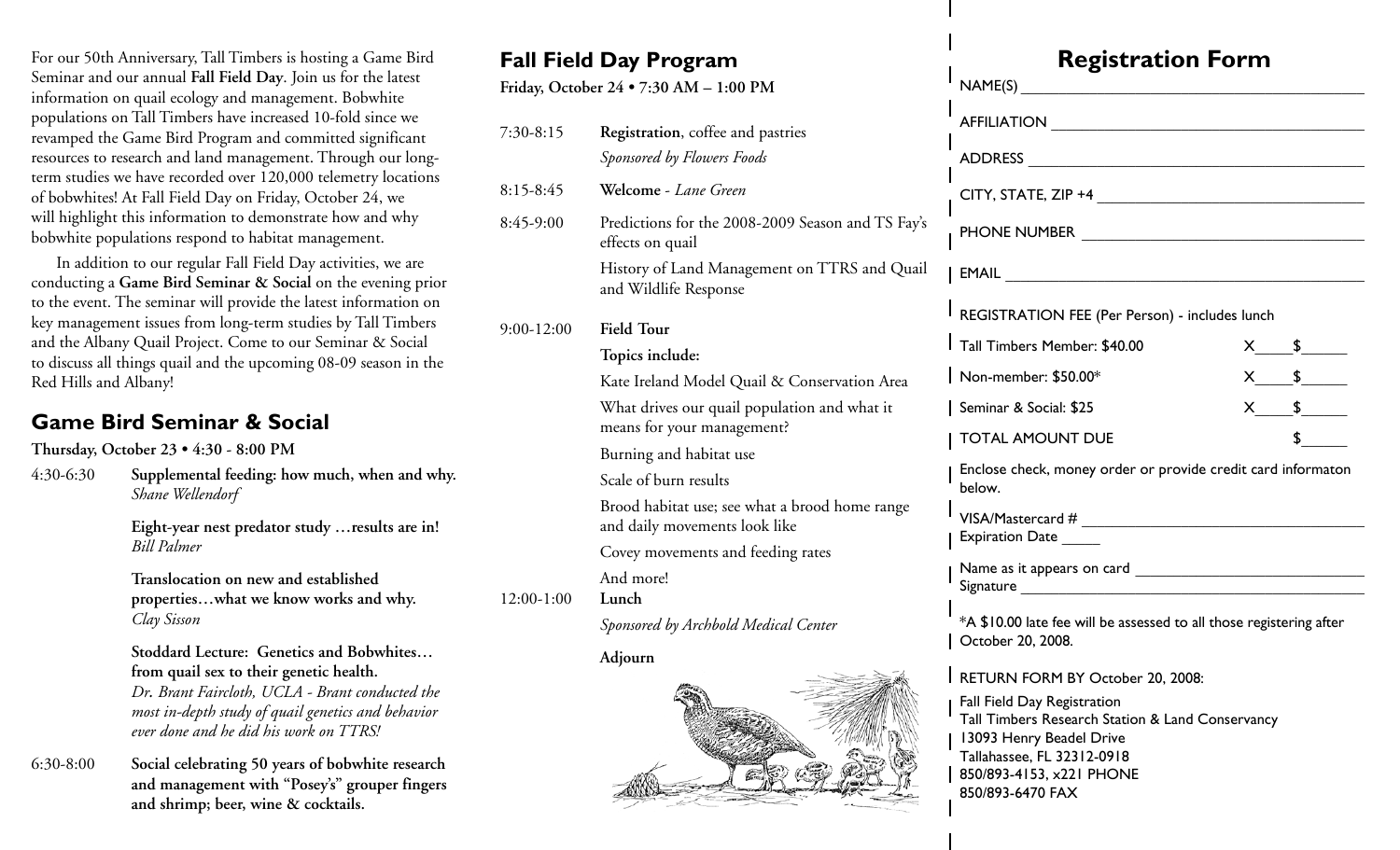For our 50th Anniversary, Tall Timbers is hosting a Game Bird Seminar and our annual **Fall Field Day**. Join us for the latest information on quail ecology and management. Bobwhite populations on Tall Timbers have increased 10-fold since we revamped the Game Bird Program and committed significant resources to research and land management. Through our long-term studies we have recorded over 120,000 telemetry locations of bobwhites! At Fall Field Day on Friday, October 24, we will highlight this information to demonstrate how and why bobwhite populations respond to habitat management.

In addition to our regular Fall Field Day activities, we are conducting a **Game Bird Seminar & Social** on the evening prior to the event. The seminar will provide the latest information on key management issues from long-term studies by Tall Timbers and the Albany Quail Project. Come to our Seminar & Social to discuss all things quail and the upcoming 08-09 season in the Red Hills and Albany!

## Game Bird Seminar & Social

**Thursday, October 23 • 4:30 - 8:00 PM**

4:30-6:30 **Supplemental feeding: how much, when and why.**
*Shane Wellendorf*

**Eight-year nest predator study …results are in!**
*Bill Palmer*

**Translocation on new and established properties…what we know works and why.**
*Clay Sisson*

**Stoddard Lecture: Genetics and Bobwhites… from quail sex to their genetic health.**
*Dr. Brant Faircloth, UCLA - Brant conducted the most in-depth study of quail genetics and behavior ever done and he did his work on TTRS!*

6:30-8:00 **Social celebrating 50 years of bobwhite research and management with "Posey's" grouper fingers and shrimp; beer, wine & cocktails.**

## Fall Field Day Program

**Friday, October 24 • 7:30 AM – 1:00 PM**

7:30-8:15 **Registration**, coffee and pastries
*Sponsored by Flowers Foods*

8:15-8:45 **Welcome** - *Lane Green*

8:45-9:00 Predictions for the 2008-2009 Season and TS Fay's effects on quail

History of Land Management on TTRS and Quail and Wildlife Response

9:00-12:00 **Field Tour**

**Topics include:**

- Kate Ireland Model Quail & Conservation Area
- What drives our quail population and what it means for your management?
- Burning and habitat use
- Scale of burn results
- Brood habitat use; see what a brood home range and daily movements look like
- Covey movements and feeding rates
- And more!

12:00-1:00 **Lunch**
*Sponsored by Archbold Medical Center*

**Adjourn**

## Registration Form

NAME(S) ______________________________

AFFILIATION ______________________________

ADDRESS ______________________________

CITY, STATE, ZIP +4 ______________________________

PHONE NUMBER ______________________________

EMAIL ______________________________

REGISTRATION FEE (Per Person) - includes lunch

| | | |
|---|---|---|
| Tall Timbers Member: $40.00 | X____ | $______ |
| Non-member: $50.00* | X____ | $______ |
| Seminar & Social: $25 | X____ | $______ |
| TOTAL AMOUNT DUE | | $______ |

Enclose check, money order or provide credit card informaton below.

VISA/Mastercard # ______________________________
Expiration Date _____

Name as it appears on card ______________________________
Signature ______________________________

*A $10.00 late fee will be assessed to all those registering after October 20, 2008.

RETURN FORM BY October 20, 2008:

Fall Field Day Registration
Tall Timbers Research Station & Land Conservancy
13093 Henry Beadel Drive
Tallahassee, FL 32312-0918
850/893-4153, x221 PHONE
850/893-6470 FAX